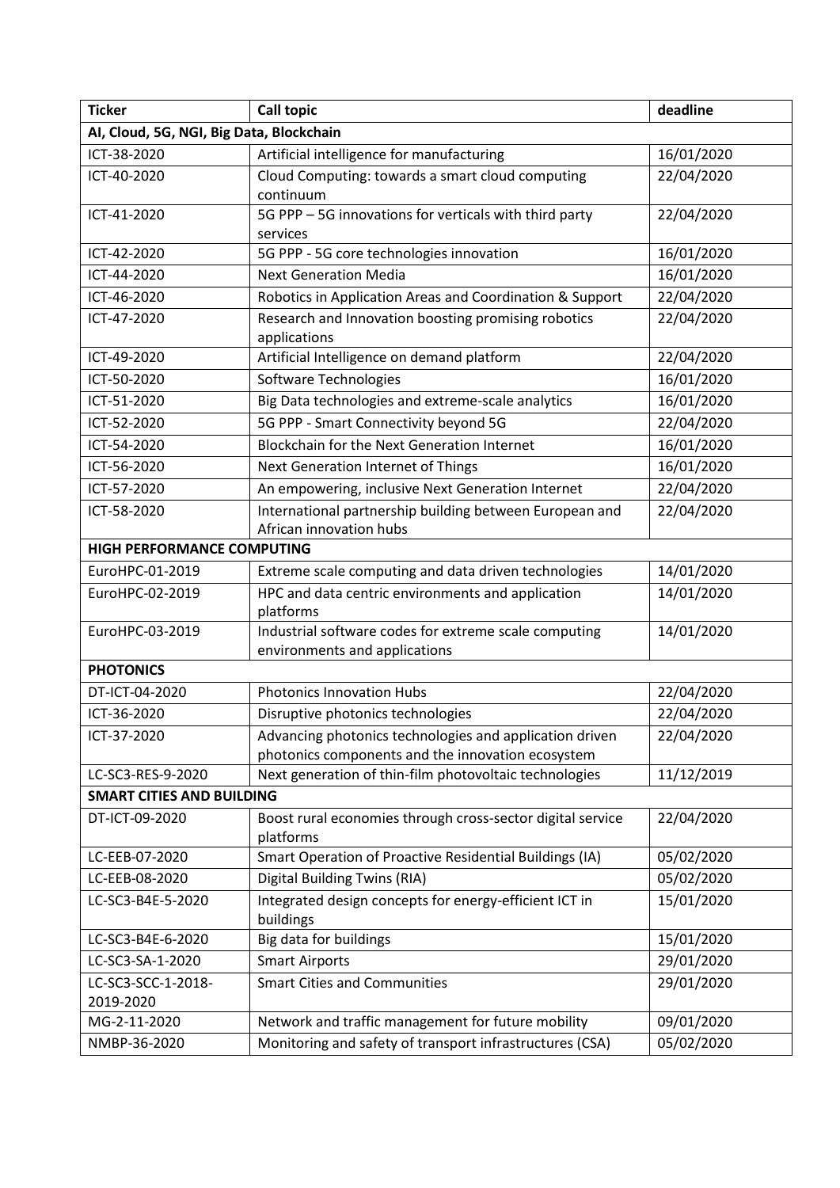| Ticker | Call topic | deadline |
|---|---|---|
| **AI, Cloud, 5G, NGI, Big Data, Blockchain** | | |
| ICT-38-2020 | Artificial intelligence for manufacturing | 16/01/2020 |
| ICT-40-2020 | Cloud Computing: towards a smart cloud computing continuum | 22/04/2020 |
| ICT-41-2020 | 5G PPP – 5G innovations for verticals with third party services | 22/04/2020 |
| ICT-42-2020 | 5G PPP - 5G core technologies innovation | 16/01/2020 |
| ICT-44-2020 | Next Generation Media | 16/01/2020 |
| ICT-46-2020 | Robotics in Application Areas and Coordination & Support | 22/04/2020 |
| ICT-47-2020 | Research and Innovation boosting promising robotics applications | 22/04/2020 |
| ICT-49-2020 | Artificial Intelligence on demand platform | 22/04/2020 |
| ICT-50-2020 | Software Technologies | 16/01/2020 |
| ICT-51-2020 | Big Data technologies and extreme-scale analytics | 16/01/2020 |
| ICT-52-2020 | 5G PPP - Smart Connectivity beyond 5G | 22/04/2020 |
| ICT-54-2020 | Blockchain for the Next Generation Internet | 16/01/2020 |
| ICT-56-2020 | Next Generation Internet of Things | 16/01/2020 |
| ICT-57-2020 | An empowering, inclusive Next Generation Internet | 22/04/2020 |
| ICT-58-2020 | International partnership building between European and African innovation hubs | 22/04/2020 |
| **HIGH PERFORMANCE COMPUTING** | | |
| EuroHPC-01-2019 | Extreme scale computing and data driven technologies | 14/01/2020 |
| EuroHPC-02-2019 | HPC and data centric environments and application platforms | 14/01/2020 |
| EuroHPC-03-2019 | Industrial software codes for extreme scale computing environments and applications | 14/01/2020 |
| **PHOTONICS** | | |
| DT-ICT-04-2020 | Photonics Innovation Hubs | 22/04/2020 |
| ICT-36-2020 | Disruptive photonics technologies | 22/04/2020 |
| ICT-37-2020 | Advancing photonics technologies and application driven photonics components and the innovation ecosystem | 22/04/2020 |
| LC-SC3-RES-9-2020 | Next generation of thin-film photovoltaic technologies | 11/12/2019 |
| **SMART CITIES AND BUILDING** | | |
| DT-ICT-09-2020 | Boost rural economies through cross-sector digital service platforms | 22/04/2020 |
| LC-EEB-07-2020 | Smart Operation of Proactive Residential Buildings (IA) | 05/02/2020 |
| LC-EEB-08-2020 | Digital Building Twins (RIA) | 05/02/2020 |
| LC-SC3-B4E-5-2020 | Integrated design concepts for energy-efficient ICT in buildings | 15/01/2020 |
| LC-SC3-B4E-6-2020 | Big data for buildings | 15/01/2020 |
| LC-SC3-SA-1-2020 | Smart Airports | 29/01/2020 |
| LC-SC3-SCC-1-2018-2019-2020 | Smart Cities and Communities | 29/01/2020 |
| MG-2-11-2020 | Network and traffic management for future mobility | 09/01/2020 |
| NMBP-36-2020 | Monitoring and safety of transport infrastructures (CSA) | 05/02/2020 |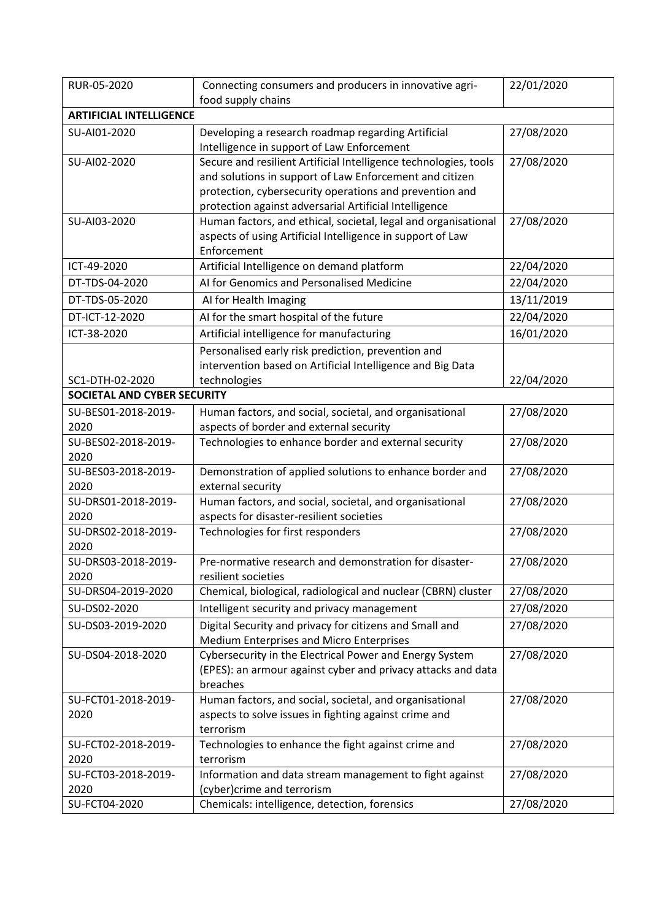| | | |
|---|---|---|
| RUR-05-2020 | Connecting consumers and producers in innovative agri-food supply chains | 22/01/2020 |
| **ARTIFICIAL INTELLIGENCE** | | |
| SU-AI01-2020 | Developing a research roadmap regarding Artificial Intelligence in support of Law Enforcement | 27/08/2020 |
| SU-AI02-2020 | Secure and resilient Artificial Intelligence technologies, tools and solutions in support of Law Enforcement and citizen protection, cybersecurity operations and prevention and protection against adversarial Artificial Intelligence | 27/08/2020 |
| SU-AI03-2020 | Human factors, and ethical, societal, legal and organisational aspects of using Artificial Intelligence in support of Law Enforcement | 27/08/2020 |
| ICT-49-2020 | Artificial Intelligence on demand platform | 22/04/2020 |
| DT-TDS-04-2020 | AI for Genomics and Personalised Medicine | 22/04/2020 |
| DT-TDS-05-2020 | AI for Health Imaging | 13/11/2019 |
| DT-ICT-12-2020 | AI for the smart hospital of the future | 22/04/2020 |
| ICT-38-2020 | Artificial intelligence for manufacturing | 16/01/2020 |
| SC1-DTH-02-2020 | Personalised early risk prediction, prevention and intervention based on Artificial Intelligence and Big Data technologies | 22/04/2020 |
| **SOCIETAL AND CYBER SECURITY** | | |
| SU-BES01-2018-2019-2020 | Human factors, and social, societal, and organisational aspects of border and external security | 27/08/2020 |
| SU-BES02-2018-2019-2020 | Technologies to enhance border and external security | 27/08/2020 |
| SU-BES03-2018-2019-2020 | Demonstration of applied solutions to enhance border and external security | 27/08/2020 |
| SU-DRS01-2018-2019-2020 | Human factors, and social, societal, and organisational aspects for disaster-resilient societies | 27/08/2020 |
| SU-DRS02-2018-2019-2020 | Technologies for first responders | 27/08/2020 |
| SU-DRS03-2018-2019-2020 | Pre-normative research and demonstration for disaster-resilient societies | 27/08/2020 |
| SU-DRS04-2019-2020 | Chemical, biological, radiological and nuclear (CBRN) cluster | 27/08/2020 |
| SU-DS02-2020 | Intelligent security and privacy management | 27/08/2020 |
| SU-DS03-2019-2020 | Digital Security and privacy for citizens and Small and Medium Enterprises and Micro Enterprises | 27/08/2020 |
| SU-DS04-2018-2020 | Cybersecurity in the Electrical Power and Energy System (EPES): an armour against cyber and privacy attacks and data breaches | 27/08/2020 |
| SU-FCT01-2018-2019-2020 | Human factors, and social, societal, and organisational aspects to solve issues in fighting against crime and terrorism | 27/08/2020 |
| SU-FCT02-2018-2019-2020 | Technologies to enhance the fight against crime and terrorism | 27/08/2020 |
| SU-FCT03-2018-2019-2020 | Information and data stream management to fight against (cyber)crime and terrorism | 27/08/2020 |
| SU-FCT04-2020 | Chemicals: intelligence, detection, forensics | 27/08/2020 |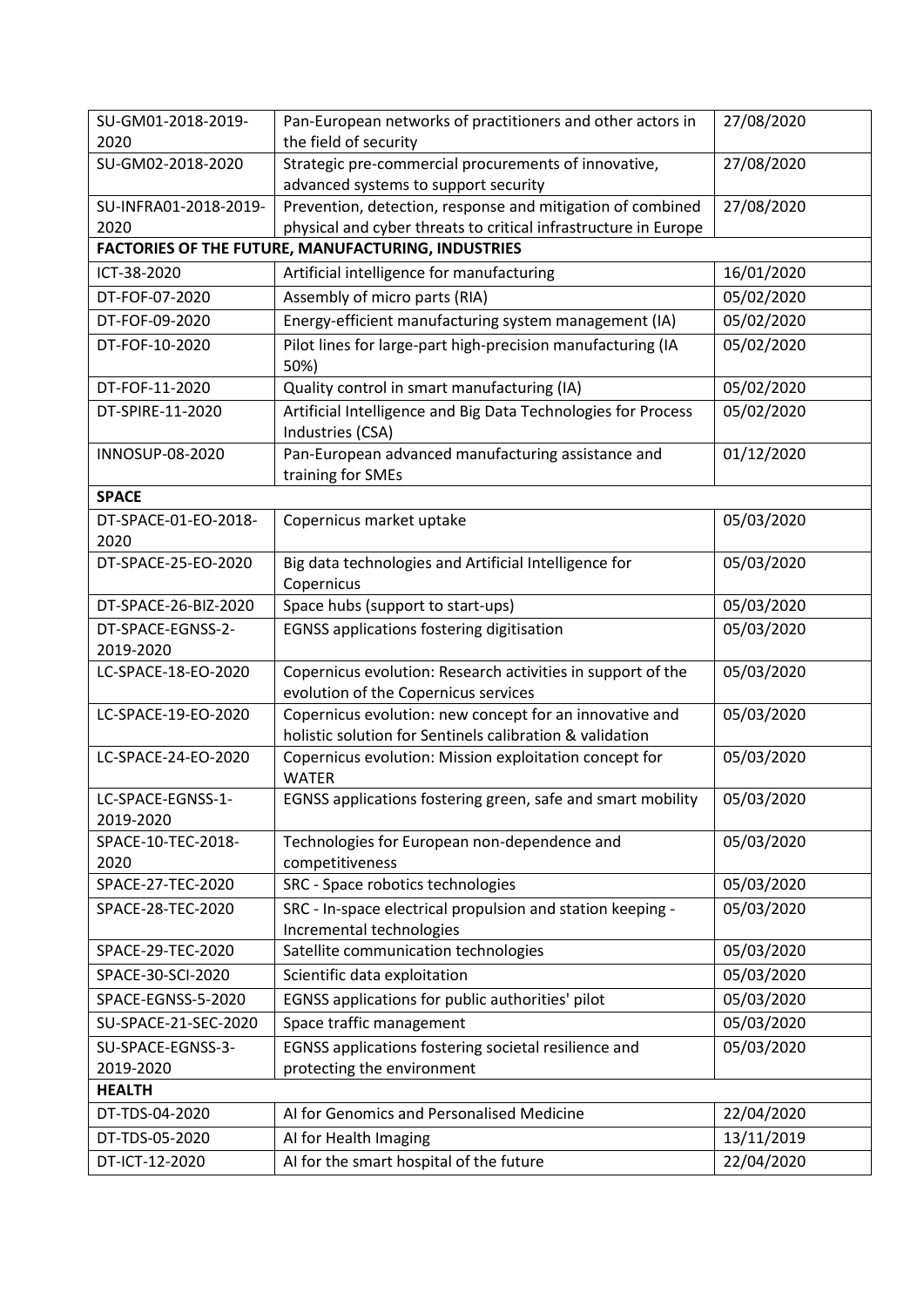| | | |
|---|---|---|
| SU-GM01-2018-2019-2020 | Pan-European networks of practitioners and other actors in the field of security | 27/08/2020 |
| SU-GM02-2018-2020 | Strategic pre-commercial procurements of innovative, advanced systems to support security | 27/08/2020 |
| SU-INFRA01-2018-2019-2020 | Prevention, detection, response and mitigation of combined physical and cyber threats to critical infrastructure in Europe | 27/08/2020 |
| **FACTORIES OF THE FUTURE, MANUFACTURING, INDUSTRIES** | | |
| ICT-38-2020 | Artificial intelligence for manufacturing | 16/01/2020 |
| DT-FOF-07-2020 | Assembly of micro parts (RIA) | 05/02/2020 |
| DT-FOF-09-2020 | Energy-efficient manufacturing system management (IA) | 05/02/2020 |
| DT-FOF-10-2020 | Pilot lines for large-part high-precision manufacturing (IA 50%) | 05/02/2020 |
| DT-FOF-11-2020 | Quality control in smart manufacturing (IA) | 05/02/2020 |
| DT-SPIRE-11-2020 | Artificial Intelligence and Big Data Technologies for Process Industries (CSA) | 05/02/2020 |
| INNOSUP-08-2020 | Pan-European advanced manufacturing assistance and training for SMEs | 01/12/2020 |
| **SPACE** | | |
| DT-SPACE-01-EO-2018-2020 | Copernicus market uptake | 05/03/2020 |
| DT-SPACE-25-EO-2020 | Big data technologies and Artificial Intelligence for Copernicus | 05/03/2020 |
| DT-SPACE-26-BIZ-2020 | Space hubs (support to start-ups) | 05/03/2020 |
| DT-SPACE-EGNSS-2-2019-2020 | EGNSS applications fostering digitisation | 05/03/2020 |
| LC-SPACE-18-EO-2020 | Copernicus evolution: Research activities in support of the evolution of the Copernicus services | 05/03/2020 |
| LC-SPACE-19-EO-2020 | Copernicus evolution: new concept for an innovative and holistic solution for Sentinels calibration & validation | 05/03/2020 |
| LC-SPACE-24-EO-2020 | Copernicus evolution: Mission exploitation concept for WATER | 05/03/2020 |
| LC-SPACE-EGNSS-1-2019-2020 | EGNSS applications fostering green, safe and smart mobility | 05/03/2020 |
| SPACE-10-TEC-2018-2020 | Technologies for European non-dependence and competitiveness | 05/03/2020 |
| SPACE-27-TEC-2020 | SRC - Space robotics technologies | 05/03/2020 |
| SPACE-28-TEC-2020 | SRC - In-space electrical propulsion and station keeping - Incremental technologies | 05/03/2020 |
| SPACE-29-TEC-2020 | Satellite communication technologies | 05/03/2020 |
| SPACE-30-SCI-2020 | Scientific data exploitation | 05/03/2020 |
| SPACE-EGNSS-5-2020 | EGNSS applications for public authorities' pilot | 05/03/2020 |
| SU-SPACE-21-SEC-2020 | Space traffic management | 05/03/2020 |
| SU-SPACE-EGNSS-3-2019-2020 | EGNSS applications fostering societal resilience and protecting the environment | 05/03/2020 |
| **HEALTH** | | |
| DT-TDS-04-2020 | AI for Genomics and Personalised Medicine | 22/04/2020 |
| DT-TDS-05-2020 | AI for Health Imaging | 13/11/2019 |
| DT-ICT-12-2020 | AI for the smart hospital of the future | 22/04/2020 |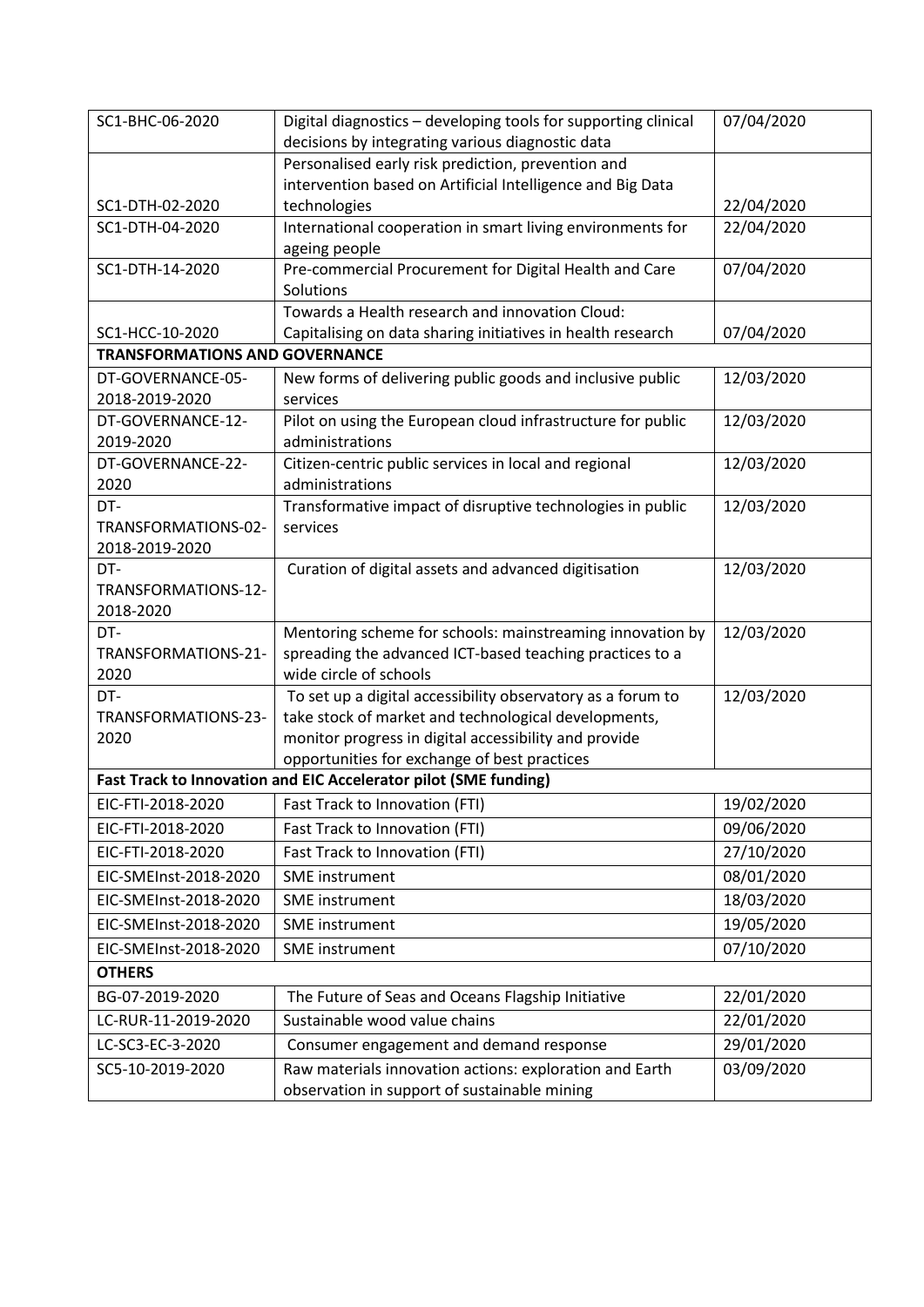| | | |
|---|---|---|
| SC1-BHC-06-2020 | Digital diagnostics – developing tools for supporting clinical decisions by integrating various diagnostic data | 07/04/2020 |
| SC1-DTH-02-2020 | Personalised early risk prediction, prevention and intervention based on Artificial Intelligence and Big Data technologies | 22/04/2020 |
| SC1-DTH-04-2020 | International cooperation in smart living environments for ageing people | 22/04/2020 |
| SC1-DTH-14-2020 | Pre-commercial Procurement for Digital Health and Care Solutions | 07/04/2020 |
| SC1-HCC-10-2020 | Towards a Health research and innovation Cloud: Capitalising on data sharing initiatives in health research | 07/04/2020 |
| **TRANSFORMATIONS AND GOVERNANCE** | | |
| DT-GOVERNANCE-05-2018-2019-2020 | New forms of delivering public goods and inclusive public services | 12/03/2020 |
| DT-GOVERNANCE-12-2019-2020 | Pilot on using the European cloud infrastructure for public administrations | 12/03/2020 |
| DT-GOVERNANCE-22-2020 | Citizen-centric public services in local and regional administrations | 12/03/2020 |
| DT-TRANSFORMATIONS-02-2018-2019-2020 | Transformative impact of disruptive technologies in public services | 12/03/2020 |
| DT-TRANSFORMATIONS-12-2018-2020 | Curation of digital assets and advanced digitisation | 12/03/2020 |
| DT-TRANSFORMATIONS-21-2020 | Mentoring scheme for schools: mainstreaming innovation by spreading the advanced ICT-based teaching practices to a wide circle of schools | 12/03/2020 |
| DT-TRANSFORMATIONS-23-2020 | To set up a digital accessibility observatory as a forum to take stock of market and technological developments, monitor progress in digital accessibility and provide opportunities for exchange of best practices | 12/03/2020 |
| **Fast Track to Innovation and EIC Accelerator pilot (SME funding)** | | |
| EIC-FTI-2018-2020 | Fast Track to Innovation (FTI) | 19/02/2020 |
| EIC-FTI-2018-2020 | Fast Track to Innovation (FTI) | 09/06/2020 |
| EIC-FTI-2018-2020 | Fast Track to Innovation (FTI) | 27/10/2020 |
| EIC-SMEInst-2018-2020 | SME instrument | 08/01/2020 |
| EIC-SMEInst-2018-2020 | SME instrument | 18/03/2020 |
| EIC-SMEInst-2018-2020 | SME instrument | 19/05/2020 |
| EIC-SMEInst-2018-2020 | SME instrument | 07/10/2020 |
| **OTHERS** | | |
| BG-07-2019-2020 | The Future of Seas and Oceans Flagship Initiative | 22/01/2020 |
| LC-RUR-11-2019-2020 | Sustainable wood value chains | 22/01/2020 |
| LC-SC3-EC-3-2020 | Consumer engagement and demand response | 29/01/2020 |
| SC5-10-2019-2020 | Raw materials innovation actions: exploration and Earth observation in support of sustainable mining | 03/09/2020 |